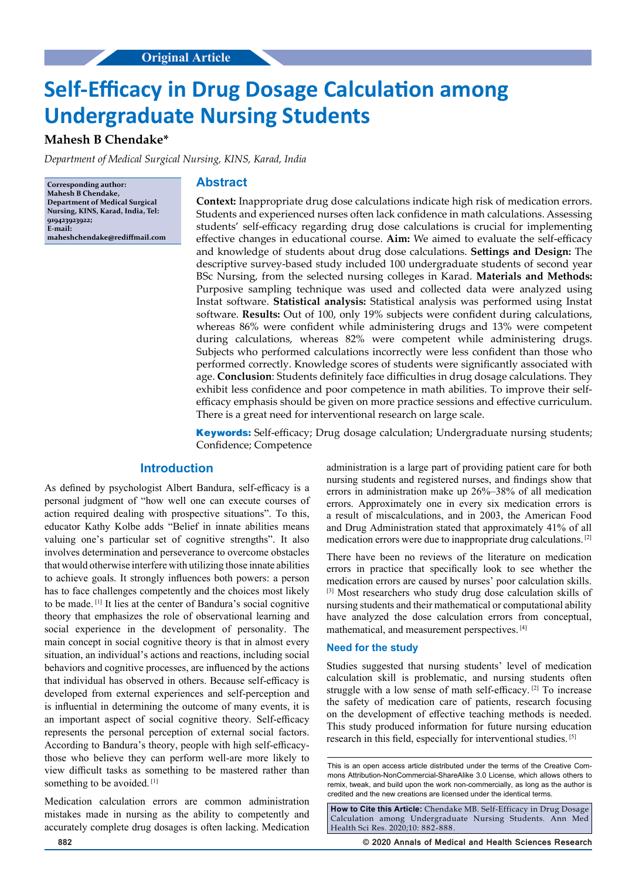Original Article

# Self-Efficacy in Drug Dosage Calculation among Undergraduate Nursing Students

**Mahesh B Chendake***

*Department of Medical Surgical Nursing, KINS, Karad, India*

**Corresponding author: Mahesh B Chendake, Department of Medical Surgical Nursing, KINS, Karad, India, Tel: 919423923922; E-mail: maheshchendake@rediffmail.com**

## Abstract

**Context:** Inappropriate drug dose calculations indicate high risk of medication errors. Students and experienced nurses often lack confidence in math calculations. Assessing students' self-efficacy regarding drug dose calculations is crucial for implementing effective changes in educational course. **Aim:** We aimed to evaluate the self-efficacy and knowledge of students about drug dose calculations. **Settings and Design:** The descriptive survey-based study included 100 undergraduate students of second year BSc Nursing, from the selected nursing colleges in Karad. **Materials and Methods:** Purposive sampling technique was used and collected data were analyzed using Instat software. **Statistical analysis:** Statistical analysis was performed using Instat software. **Results:** Out of 100, only 19% subjects were confident during calculations, whereas 86% were confident while administering drugs and 13% were competent during calculations, whereas 82% were competent while administering drugs. Subjects who performed calculations incorrectly were less confident than those who performed correctly. Knowledge scores of students were significantly associated with age. **Conclusion**: Students definitely face difficulties in drug dosage calculations. They exhibit less confidence and poor competence in math abilities. To improve their self-efficacy emphasis should be given on more practice sessions and effective curriculum. There is a great need for interventional research on large scale.

**Keywords:** Self-efficacy; Drug dosage calculation; Undergraduate nursing students; Confidence; Competence

## Introduction

As defined by psychologist Albert Bandura, self-efficacy is a personal judgment of "how well one can execute courses of action required dealing with prospective situations". To this, educator Kathy Kolbe adds "Belief in innate abilities means valuing one's particular set of cognitive strengths". It also involves determination and perseverance to overcome obstacles that would otherwise interfere with utilizing those innate abilities to achieve goals. It strongly influences both powers: a person has to face challenges competently and the choices most likely to be made. [1] It lies at the center of Bandura's social cognitive theory that emphasizes the role of observational learning and social experience in the development of personality. The main concept in social cognitive theory is that in almost every situation, an individual's actions and reactions, including social behaviors and cognitive processes, are influenced by the actions that individual has observed in others. Because self-efficacy is developed from external experiences and self-perception and is influential in determining the outcome of many events, it is an important aspect of social cognitive theory. Self-efficacy represents the personal perception of external social factors. According to Bandura's theory, people with high self-efficacy- those who believe they can perform well-are more likely to view difficult tasks as something to be mastered rather than something to be avoided. [1]

Medication calculation errors are common administration mistakes made in nursing as the ability to competently and accurately complete drug dosages is often lacking. Medication administration is a large part of providing patient care for both nursing students and registered nurses, and findings show that errors in administration make up 26%–38% of all medication errors. Approximately one in every six medication errors is a result of miscalculations, and in 2003, the American Food and Drug Administration stated that approximately 41% of all medication errors were due to inappropriate drug calculations. [2]

There have been no reviews of the literature on medication errors in practice that specifically look to see whether the medication errors are caused by nurses' poor calculation skills. [3] Most researchers who study drug dose calculation skills of nursing students and their mathematical or computational ability have analyzed the dose calculation errors from conceptual, mathematical, and measurement perspectives. [4]

### Need for the study

Studies suggested that nursing students' level of medication calculation skill is problematic, and nursing students often struggle with a low sense of math self-efficacy. [2] To increase the safety of medication care of patients, research focusing on the development of effective teaching methods is needed. This study produced information for future nursing education research in this field, especially for interventional studies. [5]

This is an open access article distributed under the terms of the Creative Commons Attribution-NonCommercial-ShareAlike 3.0 License, which allows others to remix, tweak, and build upon the work non-commercially, as long as the author is credited and the new creations are licensed under the identical terms.

**How to Cite this Article:** Chendake MB. Self-Efficacy in Drug Dosage Calculation among Undergraduate Nursing Students. Ann Med Health Sci Res. 2020;10: 882-888.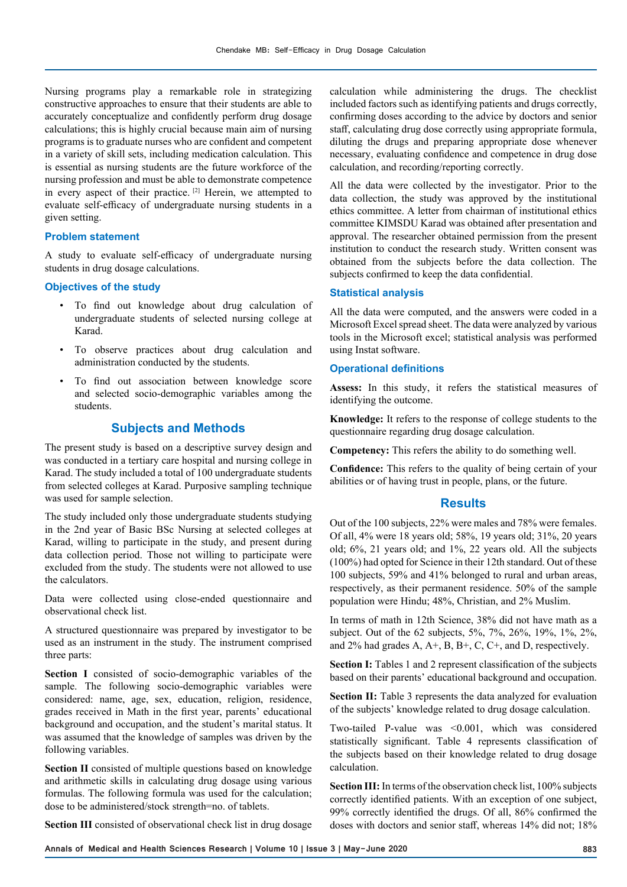Nursing programs play a remarkable role in strategizing constructive approaches to ensure that their students are able to accurately conceptualize and confidently perform drug dosage calculations; this is highly crucial because main aim of nursing programs is to graduate nurses who are confident and competent in a variety of skill sets, including medication calculation. This is essential as nursing students are the future workforce of the nursing profession and must be able to demonstrate competence in every aspect of their practice. [2] Herein, we attempted to evaluate self-efficacy of undergraduate nursing students in a given setting.

### Problem statement

A study to evaluate self-efficacy of undergraduate nursing students in drug dosage calculations.

### Objectives of the study

- To find out knowledge about drug calculation of undergraduate students of selected nursing college at Karad.
- To observe practices about drug calculation and administration conducted by the students.
- To find out association between knowledge score and selected socio-demographic variables among the students.

## Subjects and Methods

The present study is based on a descriptive survey design and was conducted in a tertiary care hospital and nursing college in Karad. The study included a total of 100 undergraduate students from selected colleges at Karad. Purposive sampling technique was used for sample selection.

The study included only those undergraduate students studying in the 2nd year of Basic BSc Nursing at selected colleges at Karad, willing to participate in the study, and present during data collection period. Those not willing to participate were excluded from the study. The students were not allowed to use the calculators.

Data were collected using close-ended questionnaire and observational check list.

A structured questionnaire was prepared by investigator to be used as an instrument in the study. The instrument comprised three parts:

**Section I** consisted of socio-demographic variables of the sample. The following socio-demographic variables were considered: name, age, sex, education, religion, residence, grades received in Math in the first year, parents' educational background and occupation, and the student's marital status. It was assumed that the knowledge of samples was driven by the following variables.

**Section II** consisted of multiple questions based on knowledge and arithmetic skills in calculating drug dosage using various formulas. The following formula was used for the calculation; dose to be administered/stock strength=no. of tablets.

**Section III** consisted of observational check list in drug dosage calculation while administering the drugs. The checklist included factors such as identifying patients and drugs correctly, confirming doses according to the advice by doctors and senior staff, calculating drug dose correctly using appropriate formula, diluting the drugs and preparing appropriate dose whenever necessary, evaluating confidence and competence in drug dose calculation, and recording/reporting correctly.

All the data were collected by the investigator. Prior to the data collection, the study was approved by the institutional ethics committee. A letter from chairman of institutional ethics committee KIMSDU Karad was obtained after presentation and approval. The researcher obtained permission from the present institution to conduct the research study. Written consent was obtained from the subjects before the data collection. The subjects confirmed to keep the data confidential.

### Statistical analysis

All the data were computed, and the answers were coded in a Microsoft Excel spread sheet. The data were analyzed by various tools in the Microsoft excel; statistical analysis was performed using Instat software.

### Operational definitions

**Assess:** In this study, it refers the statistical measures of identifying the outcome.

**Knowledge:** It refers to the response of college students to the questionnaire regarding drug dosage calculation.

**Competency:** This refers the ability to do something well.

**Confidence:** This refers to the quality of being certain of your abilities or of having trust in people, plans, or the future.

## Results

Out of the 100 subjects, 22% were males and 78% were females. Of all, 4% were 18 years old; 58%, 19 years old; 31%, 20 years old; 6%, 21 years old; and 1%, 22 years old. All the subjects (100%) had opted for Science in their 12th standard. Out of these 100 subjects, 59% and 41% belonged to rural and urban areas, respectively, as their permanent residence. 50% of the sample population were Hindu; 48%, Christian, and 2% Muslim.

In terms of math in 12th Science, 38% did not have math as a subject. Out of the 62 subjects, 5%, 7%, 26%, 19%, 1%, 2%, and 2% had grades A, A+, B, B+, C, C+, and D, respectively.

**Section I:** Tables 1 and 2 represent classification of the subjects based on their parents' educational background and occupation.

**Section II:** Table 3 represents the data analyzed for evaluation of the subjects' knowledge related to drug dosage calculation.

Two-tailed P-value was <0.001, which was considered statistically significant. Table 4 represents classification of the subjects based on their knowledge related to drug dosage calculation.

**Section III:** In terms of the observation check list, 100% subjects correctly identified patients. With an exception of one subject, 99% correctly identified the drugs. Of all, 86% confirmed the doses with doctors and senior staff, whereas 14% did not; 18%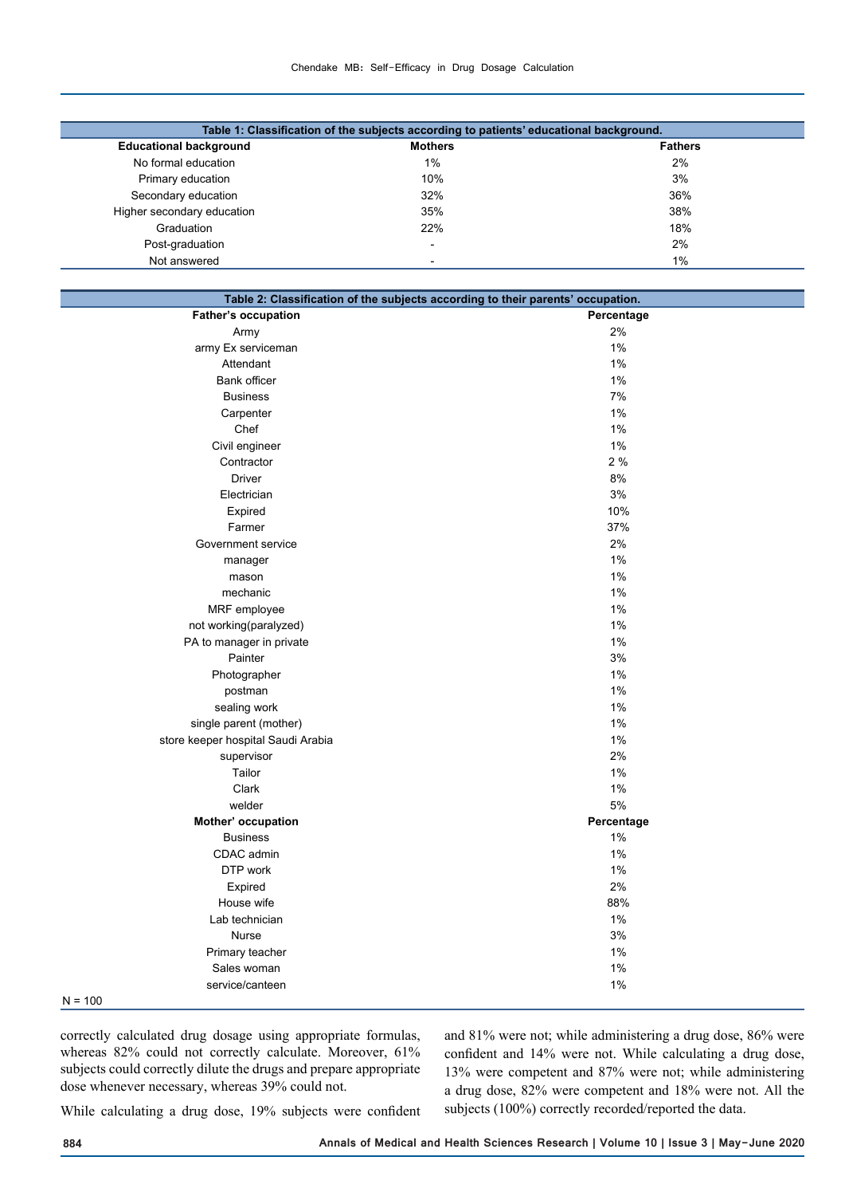**Table 1: Classification of the subjects according to patients' educational background.**

| Educational background | Mothers | Fathers |
|---|---|---|
| No formal education | 1% | 2% |
| Primary education | 10% | 3% |
| Secondary education | 32% | 36% |
| Higher secondary education | 35% | 38% |
| Graduation | 22% | 18% |
| Post-graduation | - | 2% |
| Not answered | - | 1% |

**Table 2: Classification of the subjects according to their parents' occupation.**

| Father's occupation | Percentage |
|---|---|
| Army | 2% |
| army Ex serviceman | 1% |
| Attendant | 1% |
| Bank officer | 1% |
| Business | 7% |
| Carpenter | 1% |
| Chef | 1% |
| Civil engineer | 1% |
| Contractor | 2 % |
| Driver | 8% |
| Electrician | 3% |
| Expired | 10% |
| Farmer | 37% |
| Government service | 2% |
| manager | 1% |
| mason | 1% |
| mechanic | 1% |
| MRF employee | 1% |
| not working(paralyzed) | 1% |
| PA to manager in private | 1% |
| Painter | 3% |
| Photographer | 1% |
| postman | 1% |
| sealing work | 1% |
| single parent (mother) | 1% |
| store keeper hospital Saudi Arabia | 1% |
| supervisor | 2% |
| Tailor | 1% |
| Clark | 1% |
| welder | 5% |
| **Mother' occupation** | **Percentage** |
| Business | 1% |
| CDAC admin | 1% |
| DTP work | 1% |
| Expired | 2% |
| House wife | 88% |
| Lab technician | 1% |
| Nurse | 3% |
| Primary teacher | 1% |
| Sales woman | 1% |
| service/canteen | 1% |

N = 100

correctly calculated drug dosage using appropriate formulas, whereas 82% could not correctly calculate. Moreover, 61% subjects could correctly dilute the drugs and prepare appropriate dose whenever necessary, whereas 39% could not.

While calculating a drug dose, 19% subjects were confident and 81% were not; while administering a drug dose, 86% were confident and 14% were not. While calculating a drug dose, 13% were competent and 87% were not; while administering a drug dose, 82% were competent and 18% were not. All the subjects (100%) correctly recorded/reported the data.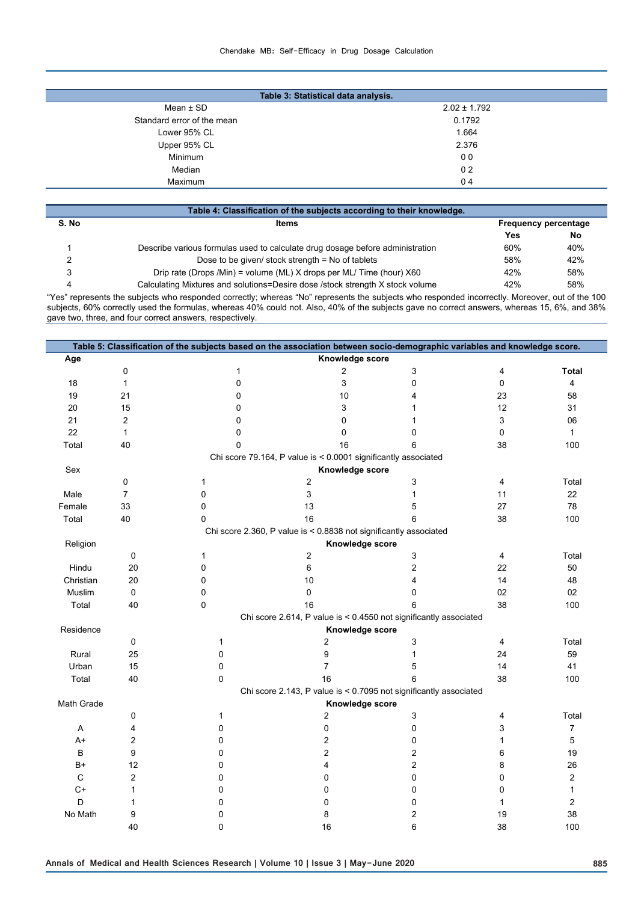**Table 3: Statistical data analysis.**

| | |
|---|---|
| Mean ± SD | 2.02 ± 1.792 |
| Standard error of the mean | 0.1792 |
| Lower 95% CL | 1.664 |
| Upper 95% CL | 2.376 |
| Minimum | 0 0 |
| Median | 0 2 |
| Maximum | 0 4 |

**Table 4: Classification of the subjects according to their knowledge.**

| S. No | Items | Frequency percentage | |
|---|---|---|---|
| | | Yes | No |
| 1 | Describe various formulas used to calculate drug dosage before administration | 60% | 40% |
| 2 | Dose to be given/ stock strength = No of tablets | 58% | 42% |
| 3 | Drip rate (Drops /Min) = volume (ML) X drops per ML/ Time (hour) X60 | 42% | 58% |
| 4 | Calculating Mixtures and solutions=Desire dose /stock strength X stock volume | 42% | 58% |

"Yes" represents the subjects who responded correctly; whereas "No" represents the subjects who responded incorrectly. Moreover, out of the 100 subjects, 60% correctly used the formulas, whereas 40% could not. Also, 40% of the subjects gave no correct answers, whereas 15, 6%, and 38% gave two, three, and four correct answers, respectively.

**Table 5: Classification of the subjects based on the association between socio-demographic variables and knowledge score.**

| Age | Knowledge score | | | | | |
|---|---|---|---|---|---|---|
| | 0 | 1 | 2 | 3 | 4 | **Total** |
| 18 | 1 | 0 | 3 | 0 | 0 | 4 |
| 19 | 21 | 0 | 10 | 4 | 23 | 58 |
| 20 | 15 | 0 | 3 | 1 | 12 | 31 |
| 21 | 2 | 0 | 0 | 1 | 3 | 06 |
| 22 | 1 | 0 | 0 | 0 | 0 | 1 |
| Total | 40 | 0 | 16 | 6 | 38 | 100 |
| Chi score 79.164, P value is < 0.0001 significantly associated | | | | | | |
| Sex | Knowledge score | | | | | |
| | 0 | 1 | 2 | 3 | 4 | Total |
| Male | 7 | 0 | 3 | 1 | 11 | 22 |
| Female | 33 | 0 | 13 | 5 | 27 | 78 |
| Total | 40 | 0 | 16 | 6 | 38 | 100 |
| Chi score 2.360, P value is < 0.8838 not significantly associated | | | | | | |
| Religion | Knowledge score | | | | | |
| | 0 | 1 | 2 | 3 | 4 | Total |
| Hindu | 20 | 0 | 6 | 2 | 22 | 50 |
| Christian | 20 | 0 | 10 | 4 | 14 | 48 |
| Muslim | 0 | 0 | 0 | 0 | 02 | 02 |
| Total | 40 | 0 | 16 | 6 | 38 | 100 |
| Chi score 2.614, P value is < 0.4550 not significantly associated | | | | | | |
| Residence | Knowledge score | | | | | |
| | 0 | 1 | 2 | 3 | 4 | Total |
| Rural | 25 | 0 | 9 | 1 | 24 | 59 |
| Urban | 15 | 0 | 7 | 5 | 14 | 41 |
| Total | 40 | 0 | 16 | 6 | 38 | 100 |
| Chi score 2.143, P value is < 0.7095 not significantly associated | | | | | | |
| Math Grade | Knowledge score | | | | | |
| | 0 | 1 | 2 | 3 | 4 | Total |
| A | 4 | 0 | 0 | 0 | 3 | 7 |
| A+ | 2 | 0 | 2 | 0 | 1 | 5 |
| B | 9 | 0 | 2 | 2 | 6 | 19 |
| B+ | 12 | 0 | 4 | 2 | 8 | 26 |
| C | 2 | 0 | 0 | 0 | 0 | 2 |
| C+ | 1 | 0 | 0 | 0 | 0 | 1 |
| D | 1 | 0 | 0 | 0 | 1 | 2 |
| No Math | 9 | 0 | 8 | 2 | 19 | 38 |
| | 40 | 0 | 16 | 6 | 38 | 100 |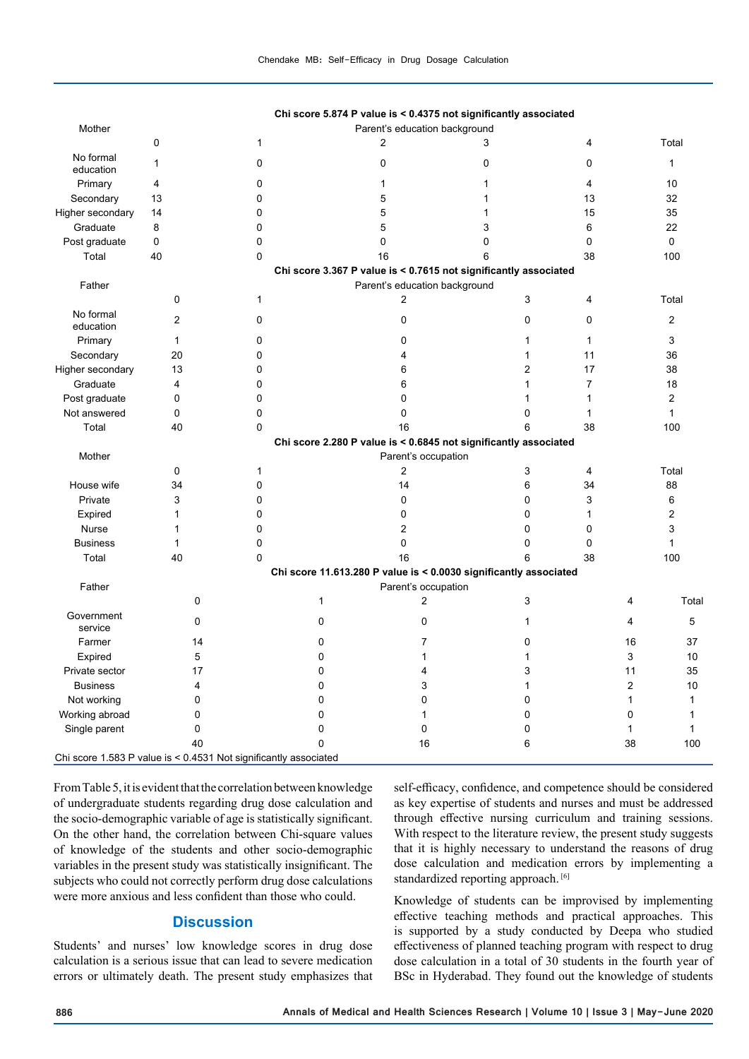| | | | | | | |
|---|---|---|---|---|---|---|
| **Chi score 5.874 P value is < 0.4375 not significantly associated** | | | | | | |
| Mother | Parent's education background | | | | | |
| | 0 | 1 | 2 | 3 | 4 | Total |
| No formal education | 1 | 0 | 0 | 0 | 0 | 1 |
| Primary | 4 | 0 | 1 | 1 | 4 | 10 |
| Secondary | 13 | 0 | 5 | 1 | 13 | 32 |
| Higher secondary | 14 | 0 | 5 | 1 | 15 | 35 |
| Graduate | 8 | 0 | 5 | 3 | 6 | 22 |
| Post graduate | 0 | 0 | 0 | 0 | 0 | 0 |
| Total | 40 | 0 | 16 | 6 | 38 | 100 |
| **Chi score 3.367 P value is < 0.7615 not significantly associated** | | | | | | |
| Father | Parent's education background | | | | | |
| | 0 | 1 | 2 | 3 | 4 | Total |
| No formal education | 2 | 0 | 0 | 0 | 0 | 2 |
| Primary | 1 | 0 | 0 | 1 | 1 | 3 |
| Secondary | 20 | 0 | 4 | 1 | 11 | 36 |
| Higher secondary | 13 | 0 | 6 | 2 | 17 | 38 |
| Graduate | 4 | 0 | 6 | 1 | 7 | 18 |
| Post graduate | 0 | 0 | 0 | 1 | 1 | 2 |
| Not answered | 0 | 0 | 0 | 0 | 1 | 1 |
| Total | 40 | 0 | 16 | 6 | 38 | 100 |
| **Chi score 2.280 P value is < 0.6845 not significantly associated** | | | | | | |
| Mother | Parent's occupation | | | | | |
| | 0 | 1 | 2 | 3 | 4 | Total |
| House wife | 34 | 0 | 14 | 6 | 34 | 88 |
| Private | 3 | 0 | 0 | 0 | 3 | 6 |
| Expired | 1 | 0 | 0 | 0 | 1 | 2 |
| Nurse | 1 | 0 | 2 | 0 | 0 | 3 |
| Business | 1 | 0 | 0 | 0 | 0 | 1 |
| Total | 40 | 0 | 16 | 6 | 38 | 100 |
| **Chi score 11.613.280 P value is < 0.0030 significantly associated** | | | | | | |
| Father | Parent's occupation | | | | | |
| | 0 | 1 | 2 | 3 | 4 | Total |
| Government service | 0 | 0 | 0 | 1 | 4 | 5 |
| Farmer | 14 | 0 | 7 | 0 | 16 | 37 |
| Expired | 5 | 0 | 1 | 1 | 3 | 10 |
| Private sector | 17 | 0 | 4 | 3 | 11 | 35 |
| Business | 4 | 0 | 3 | 1 | 2 | 10 |
| Not working | 0 | 0 | 0 | 0 | 1 | 1 |
| Working abroad | 0 | 0 | 1 | 0 | 0 | 1 |
| Single parent | 0 | 0 | 0 | 0 | 1 | 1 |
| | 40 | 0 | 16 | 6 | 38 | 100 |

Chi score 1.583 P value is < 0.4531 Not significantly associated

From Table 5, it is evident that the correlation between knowledge of undergraduate students regarding drug dose calculation and the socio-demographic variable of age is statistically significant. On the other hand, the correlation between Chi-square values of knowledge of the students and other socio-demographic variables in the present study was statistically insignificant. The subjects who could not correctly perform drug dose calculations were more anxious and less confident than those who could.

## Discussion

Students' and nurses' low knowledge scores in drug dose calculation is a serious issue that can lead to severe medication errors or ultimately death. The present study emphasizes that self-efficacy, confidence, and competence should be considered as key expertise of students and nurses and must be addressed through effective nursing curriculum and training sessions. With respect to the literature review, the present study suggests that it is highly necessary to understand the reasons of drug dose calculation and medication errors by implementing a standardized reporting approach.[6]

Knowledge of students can be improvised by implementing effective teaching methods and practical approaches. This is supported by a study conducted by Deepa who studied effectiveness of planned teaching program with respect to drug dose calculation in a total of 30 students in the fourth year of BSc in Hyderabad. They found out the knowledge of students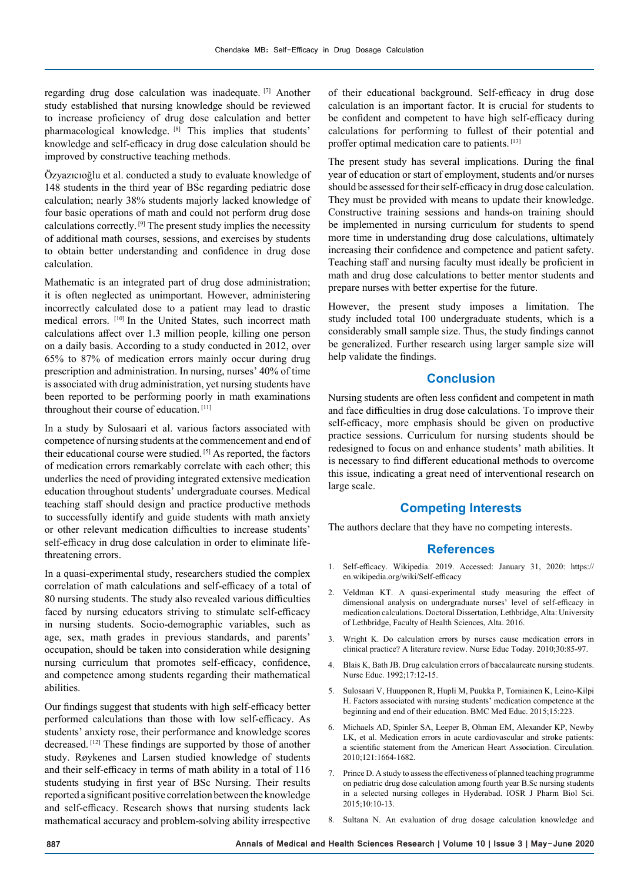regarding drug dose calculation was inadequate. [7] Another study established that nursing knowledge should be reviewed to increase proficiency of drug dose calculation and better pharmacological knowledge. [8] This implies that students' knowledge and self-efficacy in drug dose calculation should be improved by constructive teaching methods.

Özyazıcıoğlu et al. conducted a study to evaluate knowledge of 148 students in the third year of BSc regarding pediatric dose calculation; nearly 38% students majorly lacked knowledge of four basic operations of math and could not perform drug dose calculations correctly. [9] The present study implies the necessity of additional math courses, sessions, and exercises by students to obtain better understanding and confidence in drug dose calculation.

Mathematic is an integrated part of drug dose administration; it is often neglected as unimportant. However, administering incorrectly calculated dose to a patient may lead to drastic medical errors. [10] In the United States, such incorrect math calculations affect over 1.3 million people, killing one person on a daily basis. According to a study conducted in 2012, over 65% to 87% of medication errors mainly occur during drug prescription and administration. In nursing, nurses' 40% of time is associated with drug administration, yet nursing students have been reported to be performing poorly in math examinations throughout their course of education. [11]

In a study by Sulosaari et al. various factors associated with competence of nursing students at the commencement and end of their educational course were studied. [5] As reported, the factors of medication errors remarkably correlate with each other; this underlies the need of providing integrated extensive medication education throughout students' undergraduate courses. Medical teaching staff should design and practice productive methods to successfully identify and guide students with math anxiety or other relevant medication difficulties to increase students' self-efficacy in drug dose calculation in order to eliminate life-threatening errors.

In a quasi-experimental study, researchers studied the complex correlation of math calculations and self-efficacy of a total of 80 nursing students. The study also revealed various difficulties faced by nursing educators striving to stimulate self-efficacy in nursing students. Socio-demographic variables, such as age, sex, math grades in previous standards, and parents' occupation, should be taken into consideration while designing nursing curriculum that promotes self-efficacy, confidence, and competence among students regarding their mathematical abilities.

Our findings suggest that students with high self-efficacy better performed calculations than those with low self-efficacy. As students' anxiety rose, their performance and knowledge scores decreased. [12] These findings are supported by those of another study. Røykenes and Larsen studied knowledge of students and their self-efficacy in terms of math ability in a total of 116 students studying in first year of BSc Nursing. Their results reported a significant positive correlation between the knowledge and self-efficacy. Research shows that nursing students lack mathematical accuracy and problem-solving ability irrespective of their educational background. Self-efficacy in drug dose calculation is an important factor. It is crucial for students to be confident and competent to have high self-efficacy during calculations for performing to fullest of their potential and proffer optimal medication care to patients. [13]

The present study has several implications. During the final year of education or start of employment, students and/or nurses should be assessed for their self-efficacy in drug dose calculation. They must be provided with means to update their knowledge. Constructive training sessions and hands-on training should be implemented in nursing curriculum for students to spend more time in understanding drug dose calculations, ultimately increasing their confidence and competence and patient safety. Teaching staff and nursing faculty must ideally be proficient in math and drug dose calculations to better mentor students and prepare nurses with better expertise for the future.

However, the present study imposes a limitation. The study included total 100 undergraduate students, which is a considerably small sample size. Thus, the study findings cannot be generalized. Further research using larger sample size will help validate the findings.

## Conclusion

Nursing students are often less confident and competent in math and face difficulties in drug dose calculations. To improve their self-efficacy, more emphasis should be given on productive practice sessions. Curriculum for nursing students should be redesigned to focus on and enhance students' math abilities. It is necessary to find different educational methods to overcome this issue, indicating a great need of interventional research on large scale.

## Competing Interests

The authors declare that they have no competing interests.

## References

1. Self-efficacy. Wikipedia. 2019. Accessed: January 31, 2020: https://en.wikipedia.org/wiki/Self-efficacy
2. Veldman KT. A quasi-experimental study measuring the effect of dimensional analysis on undergraduate nurses' level of self-efficacy in medication calculations. Doctoral Dissertation, Lethbridge, Alta: University of Lethbridge, Faculty of Health Sciences, Alta. 2016.
3. Wright K. Do calculation errors by nurses cause medication errors in clinical practice? A literature review. Nurse Educ Today. 2010;30:85-97.
4. Blais K, Bath JB. Drug calculation errors of baccalaureate nursing students. Nurse Educ. 1992;17:12-15.
5. Sulosaari V, Huupponen R, Hupli M, Puukka P, Torniainen K, Leino-Kilpi H. Factors associated with nursing students' medication competence at the beginning and end of their education. BMC Med Educ. 2015;15:223.
6. Michaels AD, Spinler SA, Leeper B, Ohman EM, Alexander KP, Newby LK, et al. Medication errors in acute cardiovascular and stroke patients: a scientific statement from the American Heart Association. Circulation. 2010;121:1664-1682.
7. Prince D. A study to assess the effectiveness of planned teaching programme on pediatric drug dose calculation among fourth year B.Sc nursing students in a selected nursing colleges in Hyderabad. IOSR J Pharm Biol Sci. 2015;10:10-13.
8. Sultana N. An evaluation of drug dosage calculation knowledge and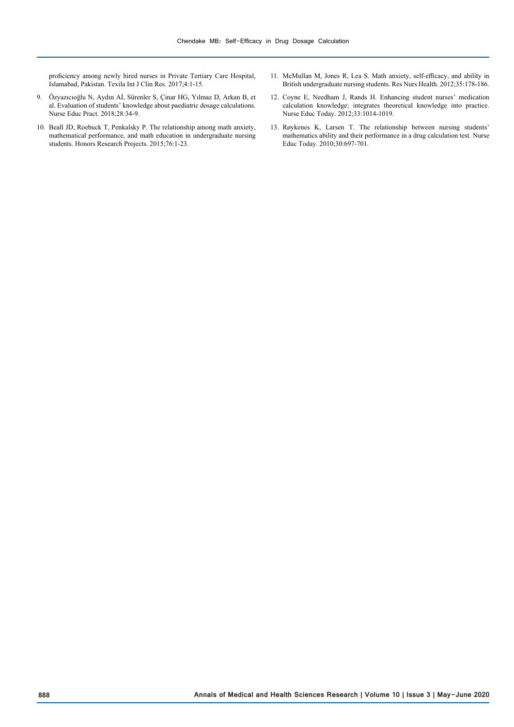proficiency among newly hired nurses in Private Tertiary Care Hospital, Islamabad, Pakistan. Texila Int J Clin Res. 2017;4:1-15.

9. Özyazıcıoğlu N, Aydın Aİ, Sürenler S, Çinar HG, Yılmaz D, Arkan B, et al. Evaluation of students' knowledge about paediatric dosage calculations. Nurse Educ Pract. 2018;28:34-9.

10. Beall JD, Roebuck T, Penkalsky P. The relationship among math anxiety, mathematical performance, and math education in undergraduate nursing students. Honors Research Projects. 2015;76:1-23.

11. McMullan M, Jones R, Lea S. Math anxiety, self-efficacy, and ability in British undergraduate nursing students. Res Nurs Health. 2012;35:178-186.

12. Coyne E, Needham J, Rands H. Enhancing student nurses' medication calculation knowledge; integrates theoretical knowledge into practice. Nurse Educ Today. 2012;33:1014-1019.

13. Røykenes K, Larsen T. The relationship between nursing students' mathematics ability and their performance in a drug calculation test. Nurse Educ Today. 2010;30:697-701.